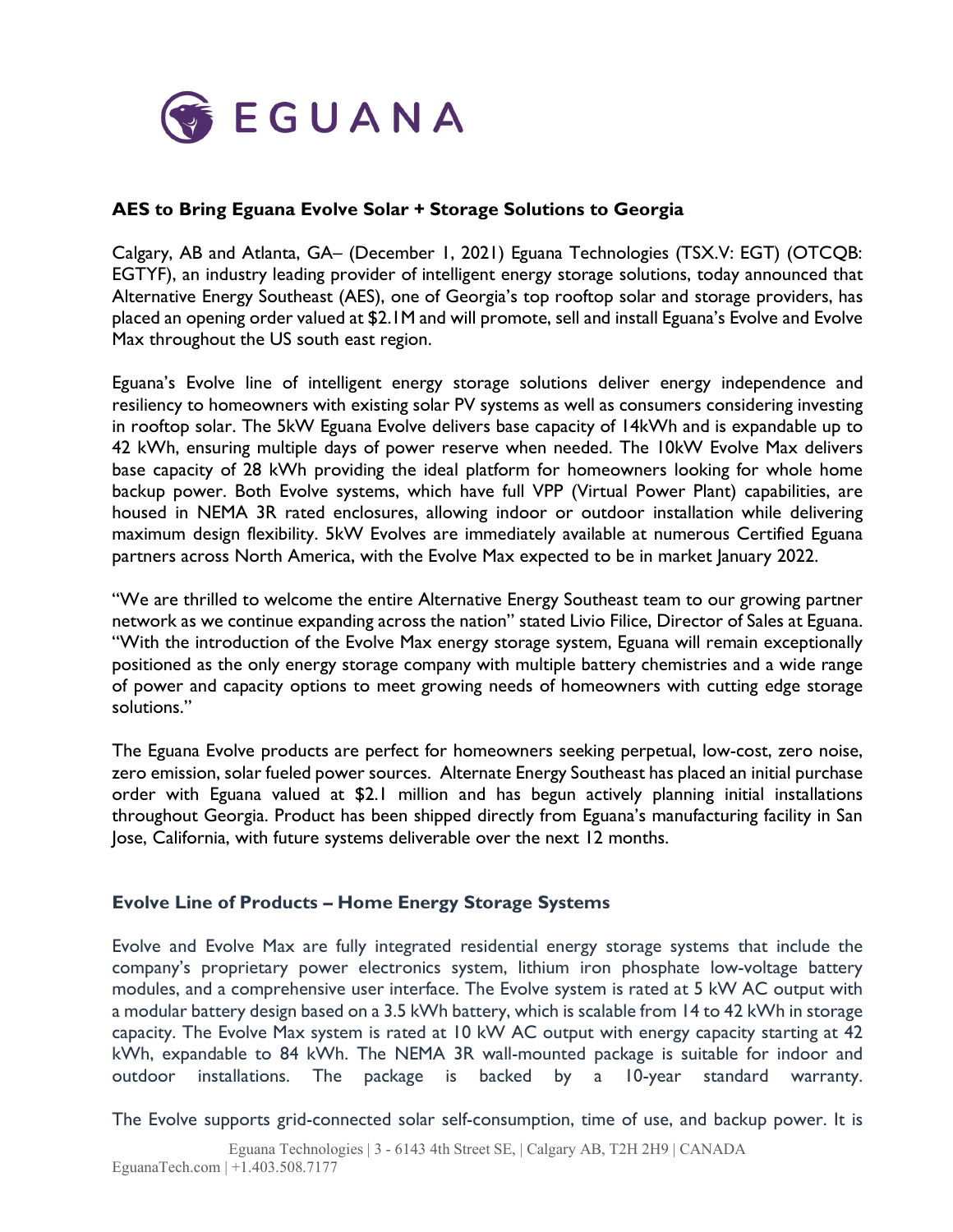EGUANA

### AES to Bring Eguana Evolve Solar + Storage Solutions to Georgia

Calgary, AB and Atlanta, GA– (December 1, 2021) Eguana Technologies (TSX.V: EGT) (OTCQB: EGTYF), an industry leading provider of intelligent energy storage solutions, today announced that Alternative Energy Southeast (AES), one of Georgia's top rooftop solar and storage providers, has placed an opening order valued at $2.1M and will promote, sell and install Eguana's Evolve and Evolve Max throughout the US south east region.

Eguana's Evolve line of intelligent energy storage solutions deliver energy independence and resiliency to homeowners with existing solar PV systems as well as consumers considering investing in rooftop solar. The 5kW Eguana Evolve delivers base capacity of 14kWh and is expandable up to 42 kWh, ensuring multiple days of power reserve when needed. The 10kW Evolve Max delivers base capacity of 28 kWh providing the ideal platform for homeowners looking for whole home backup power. Both Evolve systems, which have full VPP (Virtual Power Plant) capabilities, are housed in NEMA 3R rated enclosures, allowing indoor or outdoor installation while delivering maximum design flexibility. 5kW Evolves are immediately available at numerous Certified Eguana partners across North America, with the Evolve Max expected to be in market January 2022.

"We are thrilled to welcome the entire Alternative Energy Southeast team to our growing partner network as we continue expanding across the nation" stated Livio Filice, Director of Sales at Eguana. "With the introduction of the Evolve Max energy storage system, Eguana will remain exceptionally positioned as the only energy storage company with multiple battery chemistries and a wide range of power and capacity options to meet growing needs of homeowners with cutting edge storage solutions."

The Eguana Evolve products are perfect for homeowners seeking perpetual, low-cost, zero noise, zero emission, solar fueled power sources. Alternate Energy Southeast has placed an initial purchase order with Eguana valued at $2.1 million and has begun actively planning initial installations throughout Georgia. Product has been shipped directly from Eguana's manufacturing facility in San Jose, California, with future systems deliverable over the next 12 months.

### Evolve Line of Products – Home Energy Storage Systems

Evolve and Evolve Max are fully integrated residential energy storage systems that include the company's proprietary power electronics system, lithium iron phosphate low-voltage battery modules, and a comprehensive user interface. The Evolve system is rated at 5 kW AC output with a modular battery design based on a 3.5 kWh battery, which is scalable from 14 to 42 kWh in storage capacity. The Evolve Max system is rated at 10 kW AC output with energy capacity starting at 42 kWh, expandable to 84 kWh. The NEMA 3R wall-mounted package is suitable for indoor and outdoor installations. The package is backed by a 10-year standard warranty.

The Evolve supports grid-connected solar self-consumption, time of use, and backup power. It is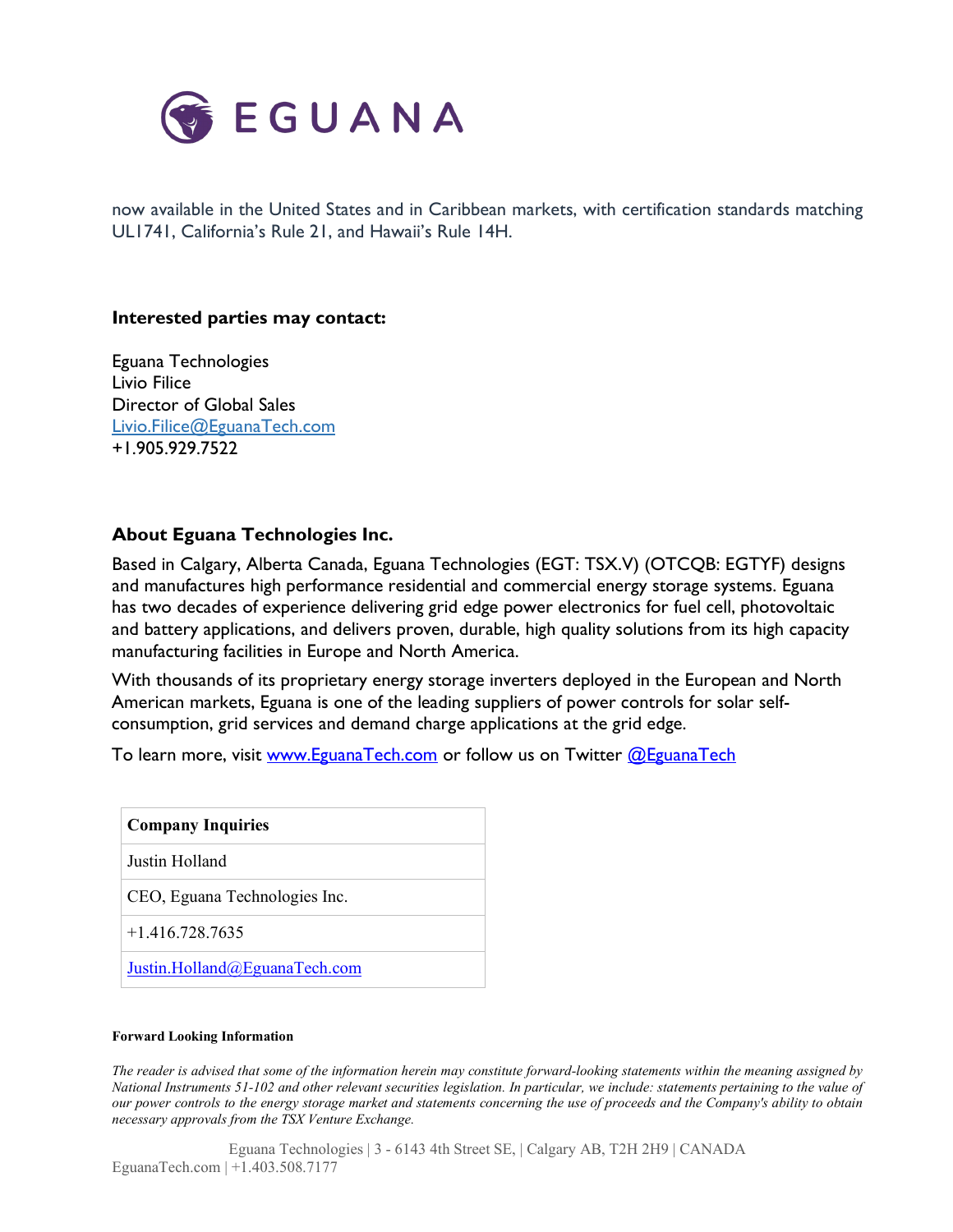now available in the United States and in Caribbean markets, with certification standards matching UL1741, California's Rule 21, and Hawaii's Rule 14H.

**Interested parties may contact:**

Eguana Technologies
Livio Filice
Director of Global Sales
Livio.Filice@EguanaTech.com
+1.905.929.7522

### About Eguana Technologies Inc.

Based in Calgary, Alberta Canada, Eguana Technologies (EGT: TSX.V) (OTCQB: EGTYF) designs and manufactures high performance residential and commercial energy storage systems. Eguana has two decades of experience delivering grid edge power electronics for fuel cell, photovoltaic and battery applications, and delivers proven, durable, high quality solutions from its high capacity manufacturing facilities in Europe and North America.

With thousands of its proprietary energy storage inverters deployed in the European and North American markets, Eguana is one of the leading suppliers of power controls for solar self-consumption, grid services and demand charge applications at the grid edge.

To learn more, visit www.EguanaTech.com or follow us on Twitter @EguanaTech

| Company Inquiries |
|---|
| Justin Holland |
| CEO, Eguana Technologies Inc. |
| +1.416.728.7635 |
| Justin.Holland@EguanaTech.com |

**Forward Looking Information**

*The reader is advised that some of the information herein may constitute forward-looking statements within the meaning assigned by National Instruments 51-102 and other relevant securities legislation. In particular, we include: statements pertaining to the value of our power controls to the energy storage market and statements concerning the use of proceeds and the Company's ability to obtain necessary approvals from the TSX Venture Exchange.*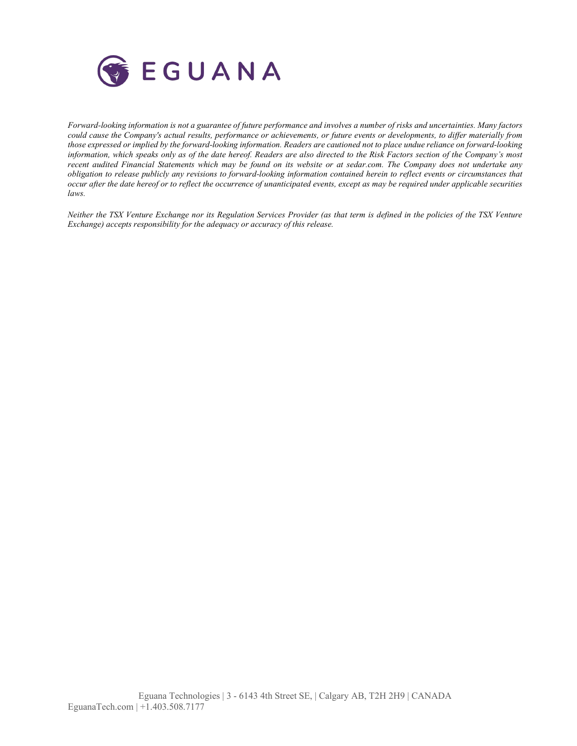*Forward-looking information is not a guarantee of future performance and involves a number of risks and uncertainties. Many factors could cause the Company's actual results, performance or achievements, or future events or developments, to differ materially from those expressed or implied by the forward-looking information. Readers are cautioned not to place undue reliance on forward-looking information, which speaks only as of the date hereof. Readers are also directed to the Risk Factors section of the Company's most recent audited Financial Statements which may be found on its website or at sedar.com. The Company does not undertake any obligation to release publicly any revisions to forward-looking information contained herein to reflect events or circumstances that occur after the date hereof or to reflect the occurrence of unanticipated events, except as may be required under applicable securities laws.*

*Neither the TSX Venture Exchange nor its Regulation Services Provider (as that term is defined in the policies of the TSX Venture Exchange) accepts responsibility for the adequacy or accuracy of this release.*